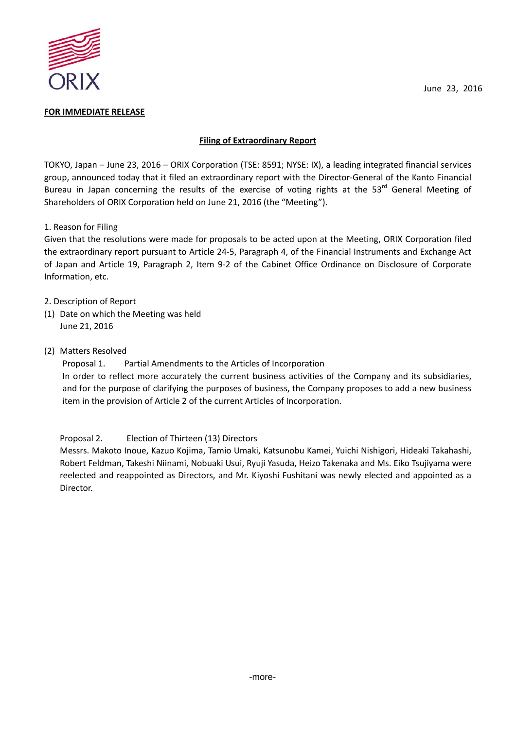June 23, 2016

**FOR IMMEDIATE RELEASE**

**Filing of Extraordinary Report**

TOKYO, Japan – June 23, 2016 – ORIX Corporation (TSE: 8591; NYSE: IX), a leading integrated financial services group, announced today that it filed an extraordinary report with the Director-General of the Kanto Financial Bureau in Japan concerning the results of the exercise of voting rights at the 53rd General Meeting of Shareholders of ORIX Corporation held on June 21, 2016 (the "Meeting").

1. Reason for Filing

Given that the resolutions were made for proposals to be acted upon at the Meeting, ORIX Corporation filed the extraordinary report pursuant to Article 24-5, Paragraph 4, of the Financial Instruments and Exchange Act of Japan and Article 19, Paragraph 2, Item 9-2 of the Cabinet Office Ordinance on Disclosure of Corporate Information, etc.

2. Description of Report

(1) Date on which the Meeting was held

June 21, 2016

(2) Matters Resolved

Proposal 1. Partial Amendments to the Articles of Incorporation

In order to reflect more accurately the current business activities of the Company and its subsidiaries, and for the purpose of clarifying the purposes of business, the Company proposes to add a new business item in the provision of Article 2 of the current Articles of Incorporation.

Proposal 2. Election of Thirteen (13) Directors

Messrs. Makoto Inoue, Kazuo Kojima, Tamio Umaki, Katsunobu Kamei, Yuichi Nishigori, Hideaki Takahashi, Robert Feldman, Takeshi Niinami, Nobuaki Usui, Ryuji Yasuda, Heizo Takenaka and Ms. Eiko Tsujiyama were reelected and reappointed as Directors, and Mr. Kiyoshi Fushitani was newly elected and appointed as a Director.

-more-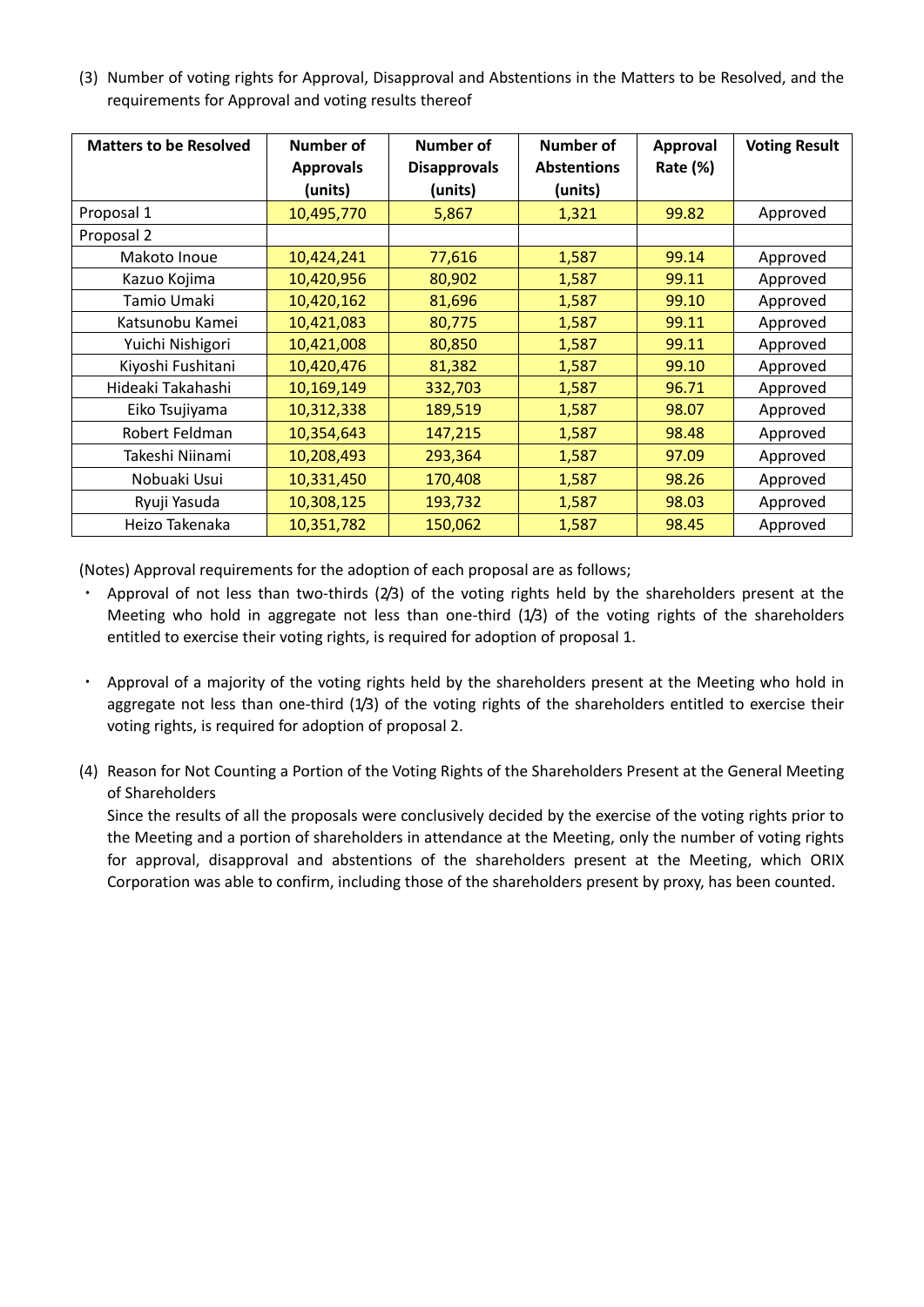(3) Number of voting rights for Approval, Disapproval and Abstentions in the Matters to be Resolved, and the requirements for Approval and voting results thereof

| Matters to be Resolved | Number of Approvals (units) | Number of Disapprovals (units) | Number of Abstentions (units) | Approval Rate (%) | Voting Result |
|---|---|---|---|---|---|
| Proposal 1 | 10,495,770 | 5,867 | 1,321 | 99.82 | Approved |
| Proposal 2 | | | | | |
| Makoto Inoue | 10,424,241 | 77,616 | 1,587 | 99.14 | Approved |
| Kazuo Kojima | 10,420,956 | 80,902 | 1,587 | 99.11 | Approved |
| Tamio Umaki | 10,420,162 | 81,696 | 1,587 | 99.10 | Approved |
| Katsunobu Kamei | 10,421,083 | 80,775 | 1,587 | 99.11 | Approved |
| Yuichi Nishigori | 10,421,008 | 80,850 | 1,587 | 99.11 | Approved |
| Kiyoshi Fushitani | 10,420,476 | 81,382 | 1,587 | 99.10 | Approved |
| Hideaki Takahashi | 10,169,149 | 332,703 | 1,587 | 96.71 | Approved |
| Eiko Tsujiyama | 10,312,338 | 189,519 | 1,587 | 98.07 | Approved |
| Robert Feldman | 10,354,643 | 147,215 | 1,587 | 98.48 | Approved |
| Takeshi Niinami | 10,208,493 | 293,364 | 1,587 | 97.09 | Approved |
| Nobuaki Usui | 10,331,450 | 170,408 | 1,587 | 98.26 | Approved |
| Ryuji Yasuda | 10,308,125 | 193,732 | 1,587 | 98.03 | Approved |
| Heizo Takenaka | 10,351,782 | 150,062 | 1,587 | 98.45 | Approved |

(Notes) Approval requirements for the adoption of each proposal are as follows;

・ Approval of not less than two-thirds (2/3) of the voting rights held by the shareholders present at the Meeting who hold in aggregate not less than one-third (1/3) of the voting rights of the shareholders entitled to exercise their voting rights, is required for adoption of proposal 1.

・ Approval of a majority of the voting rights held by the shareholders present at the Meeting who hold in aggregate not less than one-third (1/3) of the voting rights of the shareholders entitled to exercise their voting rights, is required for adoption of proposal 2.

(4) Reason for Not Counting a Portion of the Voting Rights of the Shareholders Present at the General Meeting of Shareholders

Since the results of all the proposals were conclusively decided by the exercise of the voting rights prior to the Meeting and a portion of shareholders in attendance at the Meeting, only the number of voting rights for approval, disapproval and abstentions of the shareholders present at the Meeting, which ORIX Corporation was able to confirm, including those of the shareholders present by proxy, has been counted.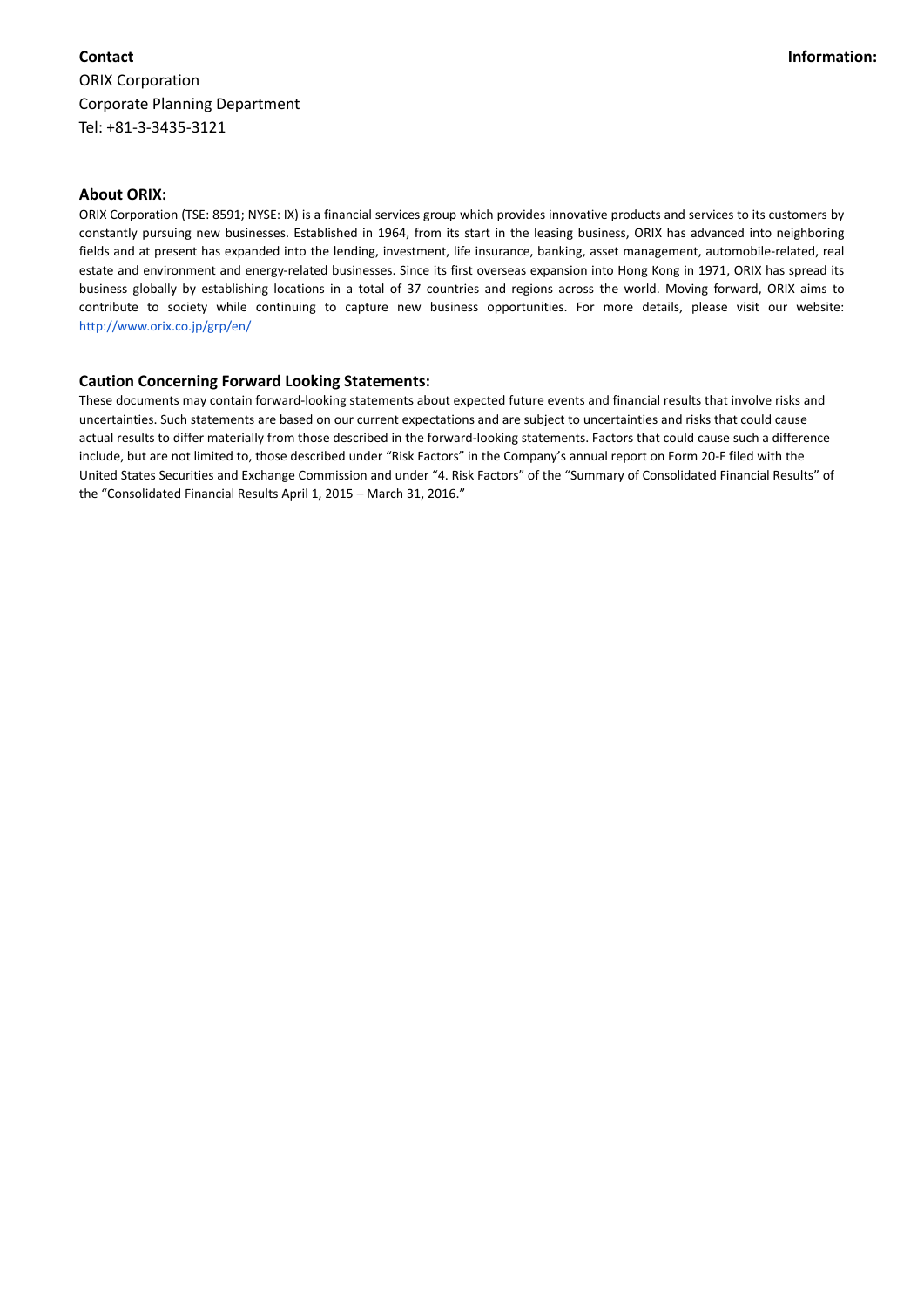**Contact Information:**

ORIX Corporation
Corporate Planning Department
Tel: +81-3-3435-3121

## About ORIX:

ORIX Corporation (TSE: 8591; NYSE: IX) is a financial services group which provides innovative products and services to its customers by constantly pursuing new businesses. Established in 1964, from its start in the leasing business, ORIX has advanced into neighboring fields and at present has expanded into the lending, investment, life insurance, banking, asset management, automobile-related, real estate and environment and energy-related businesses. Since its first overseas expansion into Hong Kong in 1971, ORIX has spread its business globally by establishing locations in a total of 37 countries and regions across the world. Moving forward, ORIX aims to contribute to society while continuing to capture new business opportunities. For more details, please visit our website: http://www.orix.co.jp/grp/en/

## Caution Concerning Forward Looking Statements:

These documents may contain forward-looking statements about expected future events and financial results that involve risks and uncertainties. Such statements are based on our current expectations and are subject to uncertainties and risks that could cause actual results to differ materially from those described in the forward-looking statements. Factors that could cause such a difference include, but are not limited to, those described under "Risk Factors" in the Company's annual report on Form 20-F filed with the United States Securities and Exchange Commission and under "4. Risk Factors" of the "Summary of Consolidated Financial Results" of the "Consolidated Financial Results April 1, 2015 – March 31, 2016."